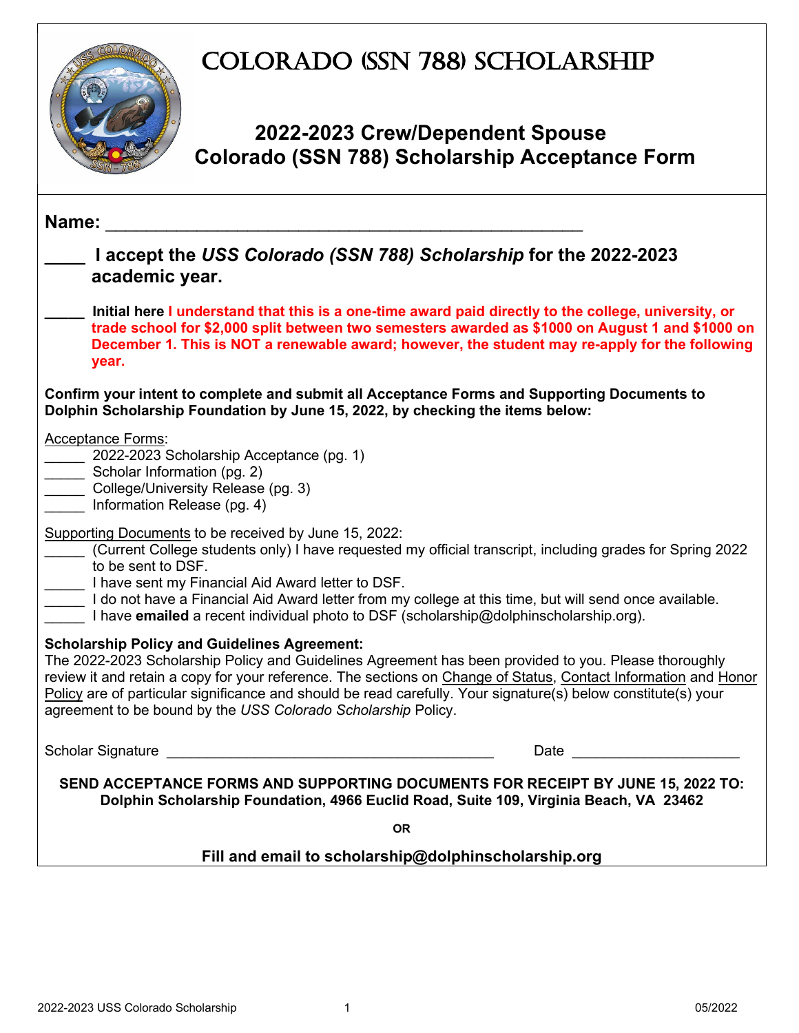# COLORADO (SSN 788) SCHOLARSHIP

## 2022-2023 Crew/Dependent Spouse Colorado (SSN 788) Scholarship Acceptance Form

**Name:** ______________________________________________

**____ I accept the *USS Colorado (SSN 788) Scholarship* for the 2022-2023 academic year.**

**_____ Initial here I understand that this is a one-time award paid directly to the college, university, or trade school for $2,000 split between two semesters awarded as $1000 on August 1 and $1000 on December 1. This is NOT a renewable award; however, the student may re-apply for the following year.**

**Confirm your intent to complete and submit all Acceptance Forms and Supporting Documents to Dolphin Scholarship Foundation by June 15, 2022, by checking the items below:**

Acceptance Forms:

_____ 2022-2023 Scholarship Acceptance (pg. 1)
_____ Scholar Information (pg. 2)
_____ College/University Release (pg. 3)
_____ Information Release (pg. 4)

Supporting Documents to be received by June 15, 2022:

_____ (Current College students only) I have requested my official transcript, including grades for Spring 2022 to be sent to DSF.
_____ I have sent my Financial Aid Award letter to DSF.
_____ I do not have a Financial Aid Award letter from my college at this time, but will send once available.
_____ I have **emailed** a recent individual photo to DSF (scholarship@dolphinscholarship.org).

**Scholarship Policy and Guidelines Agreement:**
The 2022-2023 Scholarship Policy and Guidelines Agreement has been provided to you. Please thoroughly review it and retain a copy for your reference. The sections on Change of Status, Contact Information and Honor Policy are of particular significance and should be read carefully. Your signature(s) below constitute(s) your agreement to be bound by the *USS Colorado Scholarship* Policy.

Scholar Signature ________________________________________ Date ____________________

**SEND ACCEPTANCE FORMS AND SUPPORTING DOCUMENTS FOR RECEIPT BY JUNE 15, 2022 TO: Dolphin Scholarship Foundation, 4966 Euclid Road, Suite 109, Virginia Beach, VA 23462**

**OR**

**Fill and email to scholarship@dolphinscholarship.org**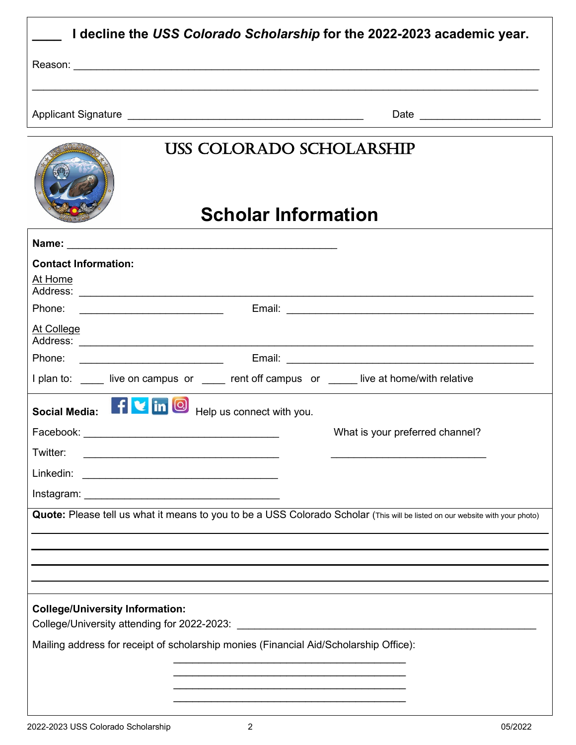____ **I decline the *USS Colorado Scholarship* for the 2022-2023 academic year.**

Reason: ______________________________________________________________________________

______________________________________________________________________________

Applicant Signature ________________________________________ Date ____________________

# USS COLORADO SCHOLARSHIP

## Scholar Information

**Name:** _______________________________________________

**Contact Information:**

At Home
Address: ______________________________________________________________________________

Phone: _________________________ Email: ___________________________________________

At College
Address: ______________________________________________________________________________

Phone: _________________________ Email: ___________________________________________

I plan to: ____ live on campus or ____ rent off campus or _____ live at home/with relative

**Social Media:** Help us connect with you.

Facebook: __________________________________

Twitter: __________________________________

Linkedin: __________________________________

Instagram: __________________________________

What is your preferred channel?

___________________________

**Quote:** Please tell us what it means to you to be a USS Colorado Scholar (This will be listed on our website with your photo)

______________________________________________________________________________

______________________________________________________________________________

______________________________________________________________________________

______________________________________________________________________________

**College/University Information:**

College/University attending for 2022-2023: ___________________________________________________

Mailing address for receipt of scholarship monies (Financial Aid/Scholarship Office):

________________________________________

________________________________________

________________________________________

________________________________________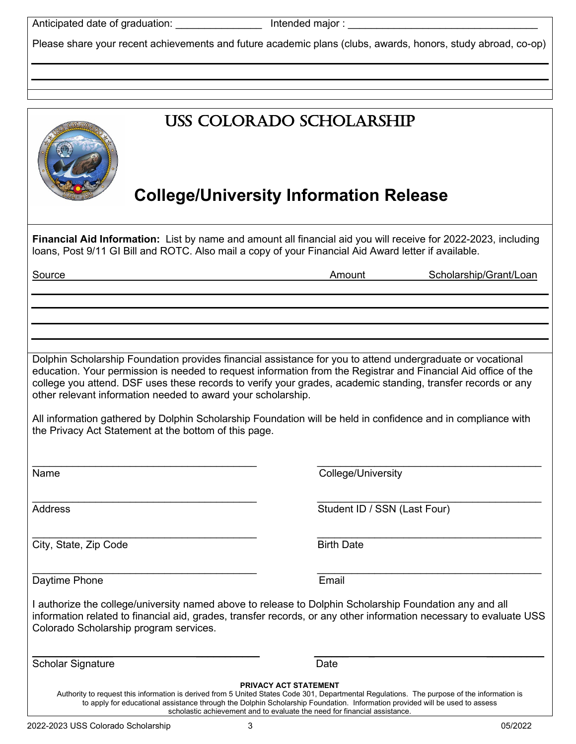Anticipated date of graduation: _______________ Intended major : _________________________________

Please share your recent achievements and future academic plans (clubs, awards, honors, study abroad, co-op)

______________________________________________________________________________

______________________________________________________________________________

# USS COLORADO SCHOLARSHIP

## College/University Information Release

**Financial Aid Information:** List by name and amount all financial aid you will receive for 2022-2023, including loans, Post 9/11 GI Bill and ROTC. Also mail a copy of your Financial Aid Award letter if available.

| Source | Amount | Scholarship/Grant/Loan |
|---|---|---|
| | | |
| | | |
| | | |
| | | |

Dolphin Scholarship Foundation provides financial assistance for you to attend undergraduate or vocational education. Your permission is needed to request information from the Registrar and Financial Aid office of the college you attend. DSF uses these records to verify your grades, academic standing, transfer records or any other relevant information needed to award your scholarship.

All information gathered by Dolphin Scholarship Foundation will be held in confidence and in compliance with the Privacy Act Statement at the bottom of this page.

_____________________________________ _____________________________________

Name College/University

_____________________________________ _____________________________________

Address Student ID / SSN (Last Four)

_____________________________________ _____________________________________

City, State, Zip Code Birth Date

_____________________________________ _____________________________________

Daytime Phone Email

I authorize the college/university named above to release to Dolphin Scholarship Foundation any and all information related to financial aid, grades, transfer records, or any other information necessary to evaluate USS Colorado Scholarship program services.

_____________________________________ _____________________________________

Scholar Signature Date

**PRIVACY ACT STATEMENT**

Authority to request this information is derived from 5 United States Code 301, Departmental Regulations. The purpose of the information is to apply for educational assistance through the Dolphin Scholarship Foundation. Information provided will be used to assess scholastic achievement and to evaluate the need for financial assistance.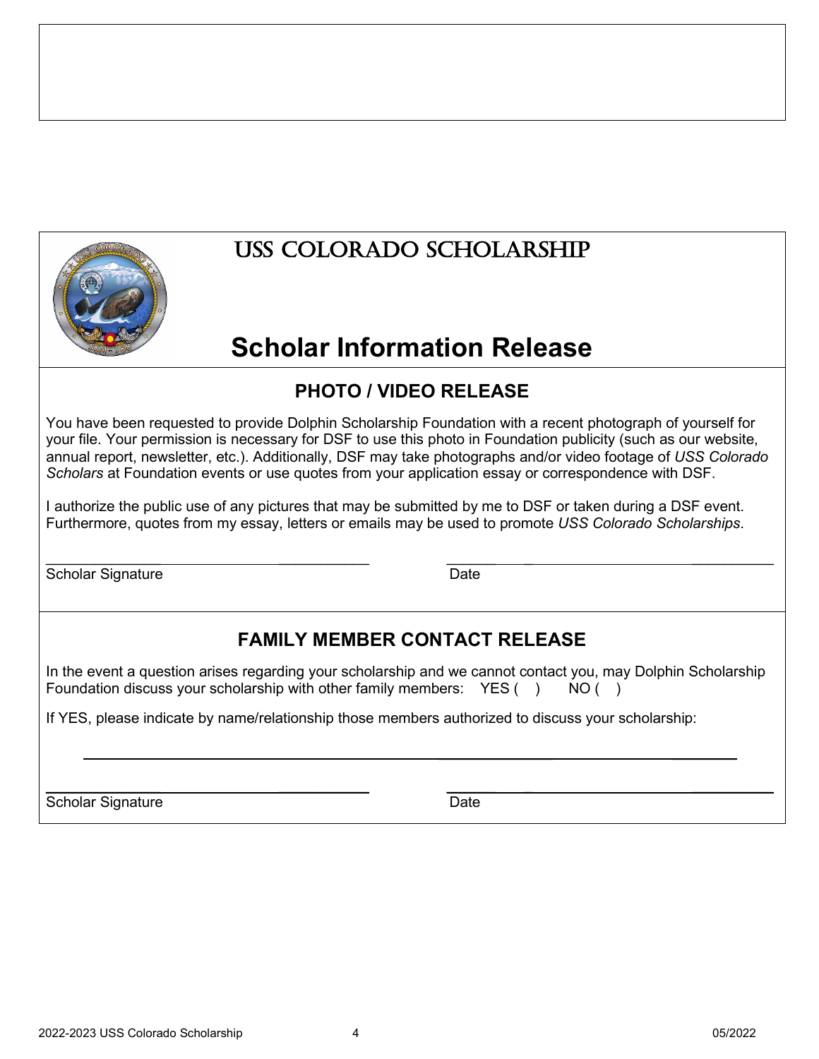# USS COLORADO SCHOLARSHIP

# Scholar Information Release

## PHOTO / VIDEO RELEASE

You have been requested to provide Dolphin Scholarship Foundation with a recent photograph of yourself for your file. Your permission is necessary for DSF to use this photo in Foundation publicity (such as our website, annual report, newsletter, etc.). Additionally, DSF may take photographs and/or video footage of *USS Colorado Scholars* at Foundation events or use quotes from your application essay or correspondence with DSF.

I authorize the public use of any pictures that may be submitted by me to DSF or taken during a DSF event. Furthermore, quotes from my essay, letters or emails may be used to promote *USS Colorado Scholarships*.

\_\_\_\_\_\_\_\_\_\_\_\_\_\_\_\_\_\_\_\_\_\_\_\_\_\_\_\_\_\_\_\_\_\_\_\_ \_\_\_\_\_\_\_\_\_\_\_\_\_\_\_\_\_\_\_\_\_\_\_\_\_\_\_\_\_\_\_\_\_\_\_\_

Scholar Signature Date

## FAMILY MEMBER CONTACT RELEASE

In the event a question arises regarding your scholarship and we cannot contact you, may Dolphin Scholarship Foundation discuss your scholarship with other family members: YES ( ) NO ( )

If YES, please indicate by name/relationship those members authorized to discuss your scholarship:

\_\_\_\_\_\_\_\_\_\_\_\_\_\_\_\_\_\_\_\_\_\_\_\_\_\_\_\_\_\_\_\_\_\_\_\_\_\_\_\_\_\_\_\_\_\_\_\_\_\_\_\_\_\_\_\_\_\_\_\_\_\_\_\_\_\_

\_\_\_\_\_\_\_\_\_\_\_\_\_\_\_\_\_\_\_\_\_\_\_\_\_\_\_\_\_\_\_\_\_\_\_\_ \_\_\_\_\_\_\_\_\_\_\_\_\_\_\_\_\_\_\_\_\_\_\_\_\_\_\_\_\_\_\_\_\_\_\_\_

Scholar Signature Date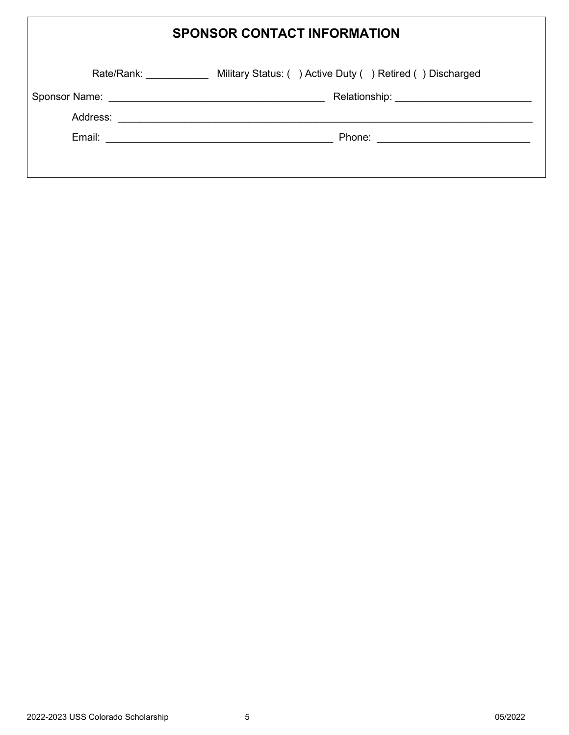## SPONSOR CONTACT INFORMATION

Rate/Rank: ___________ Military Status: ( ) Active Duty ( ) Retired ( ) Discharged

Sponsor Name: ______________________________________ Relationship: ________________________

Address: __________________________________________________________________________

Email: ________________________________________ Phone: ___________________________